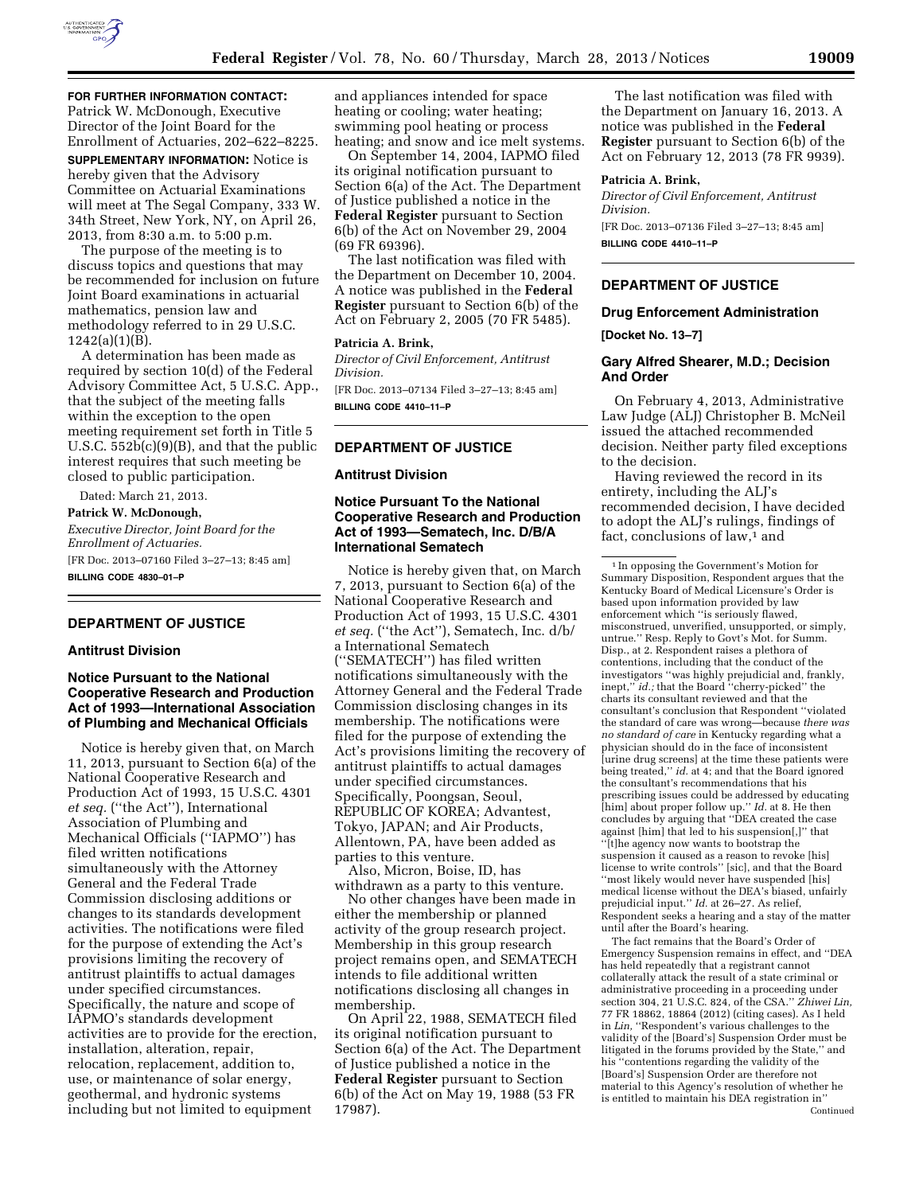**FOR FURTHER INFORMATION CONTACT:** Patrick W. McDonough, Executive Director of the Joint Board for the Enrollment of Actuaries, 202–622–8225.

**SUPPLEMENTARY INFORMATION:** Notice is hereby given that the Advisory Committee on Actuarial Examinations will meet at The Segal Company, 333 W. 34th Street, New York, NY, on April 26, 2013, from 8:30 a.m. to 5:00 p.m.

The purpose of the meeting is to discuss topics and questions that may be recommended for inclusion on future Joint Board examinations in actuarial mathematics, pension law and methodology referred to in 29 U.S.C. 1242(a)(1)(B).

A determination has been made as required by section 10(d) of the Federal Advisory Committee Act, 5 U.S.C. App., that the subject of the meeting falls within the exception to the open meeting requirement set forth in Title 5 U.S.C. 552b(c)(9)(B), and that the public interest requires that such meeting be closed to public participation.

Dated: March 21, 2013.

**Patrick W. McDonough,**

*Executive Director, Joint Board for the Enrollment of Actuaries.*

[FR Doc. 2013–07160 Filed 3–27–13; 8:45 am]

**BILLING CODE 4830–01–P**

## DEPARTMENT OF JUSTICE

### Antitrust Division

### Notice Pursuant to the National Cooperative Research and Production Act of 1993—International Association of Plumbing and Mechanical Officials

Notice is hereby given that, on March 11, 2013, pursuant to Section 6(a) of the National Cooperative Research and Production Act of 1993, 15 U.S.C. 4301 *et seq.* (''the Act''), International Association of Plumbing and Mechanical Officials (''IAPMO'') has filed written notifications simultaneously with the Attorney General and the Federal Trade Commission disclosing additions or changes to its standards development activities. The notifications were filed for the purpose of extending the Act's provisions limiting the recovery of antitrust plaintiffs to actual damages under specified circumstances. Specifically, the nature and scope of IAPMO's standards development activities are to provide for the erection, installation, alteration, repair, relocation, replacement, addition to, use, or maintenance of solar energy, geothermal, and hydronic systems including but not limited to equipment and appliances intended for space heating or cooling; water heating; swimming pool heating or process heating; and snow and ice melt systems.

On September 14, 2004, IAPMO filed its original notification pursuant to Section 6(a) of the Act. The Department of Justice published a notice in the **Federal Register** pursuant to Section 6(b) of the Act on November 29, 2004 (69 FR 69396).

The last notification was filed with the Department on December 10, 2004. A notice was published in the **Federal Register** pursuant to Section 6(b) of the Act on February 2, 2005 (70 FR 5485).

**Patricia A. Brink,**

*Director of Civil Enforcement, Antitrust Division.*

[FR Doc. 2013–07134 Filed 3–27–13; 8:45 am]

**BILLING CODE 4410–11–P**

## DEPARTMENT OF JUSTICE

### Antitrust Division

### Notice Pursuant To the National Cooperative Research and Production Act of 1993—Sematech, Inc. D/B/A International Sematech

Notice is hereby given that, on March 7, 2013, pursuant to Section 6(a) of the National Cooperative Research and Production Act of 1993, 15 U.S.C. 4301 *et seq.* (''the Act''), Sematech, Inc. d/b/a International Sematech (''SEMATECH'') has filed written notifications simultaneously with the Attorney General and the Federal Trade Commission disclosing changes in its membership. The notifications were filed for the purpose of extending the Act's provisions limiting the recovery of antitrust plaintiffs to actual damages under specified circumstances. Specifically, Poongsan, Seoul, REPUBLIC OF KOREA; Advantest, Tokyo, JAPAN; and Air Products, Allentown, PA, have been added as parties to this venture.

Also, Micron, Boise, ID, has withdrawn as a party to this venture.

No other changes have been made in either the membership or planned activity of the group research project. Membership in this group research project remains open, and SEMATECH intends to file additional written notifications disclosing all changes in membership.

On April 22, 1988, SEMATECH filed its original notification pursuant to Section 6(a) of the Act. The Department of Justice published a notice in the **Federal Register** pursuant to Section 6(b) of the Act on May 19, 1988 (53 FR 17987).

The last notification was filed with the Department on January 16, 2013. A notice was published in the **Federal Register** pursuant to Section 6(b) of the Act on February 12, 2013 (78 FR 9939).

**Patricia A. Brink,**

*Director of Civil Enforcement, Antitrust Division.*

[FR Doc. 2013–07136 Filed 3–27–13; 8:45 am]

**BILLING CODE 4410–11–P**

## DEPARTMENT OF JUSTICE

### Drug Enforcement Administration

**[Docket No. 13–7]**

### Gary Alfred Shearer, M.D.; Decision And Order

On February 4, 2013, Administrative Law Judge (ALJ) Christopher B. McNeil issued the attached recommended decision. Neither party filed exceptions to the decision.

Having reviewed the record in its entirety, including the ALJ's recommended decision, I have decided to adopt the ALJ's rulings, findings of fact, conclusions of law,[1] and

---

[1] In opposing the Government's Motion for Summary Disposition, Respondent argues that the Kentucky Board of Medical Licensure's Order is based upon information provided by law enforcement which ''is seriously flawed, misconstrued, unverified, unsupported, or simply, untrue.'' Resp. Reply to Govt's Mot. for Summ. Disp., at 2. Respondent raises a plethora of contentions, including that the conduct of the investigators ''was highly prejudicial and, frankly, inept,'' *id.;* that the Board ''cherry-picked'' the charts its consultant reviewed and that the consultant's conclusion that Respondent ''violated the standard of care was wrong—because *there was no standard of care* in Kentucky regarding what a physician should do in the face of inconsistent [urine drug screens] at the time these patients were being treated,'' *id.* at 4; and that the Board ignored the consultant's recommendations that his prescribing issues could be addressed by educating [him] about proper follow up.'' *Id.* at 8. He then concludes by arguing that ''DEA created the case against [him] that led to his suspension[,]'' that ''[t]he agency now wants to bootstrap the suspension it caused as a reason to revoke [his] license to write controls'' [sic], and that the Board ''most likely would never have suspended [his] medical license without the DEA's biased, unfairly prejudicial input.'' *Id.* at 26–27. As relief, Respondent seeks a hearing and a stay of the matter until after the Board's hearing.

The fact remains that the Board's Order of Emergency Suspension remains in effect, and ''DEA has held repeatedly that a registrant cannot collaterally attack the result of a state criminal or administrative proceeding in a proceeding under section 304, 21 U.S.C. 824, of the CSA.'' *Zhiwei Lin,* 77 FR 18862, 18864 (2012) (citing cases). As I held in *Lin,* ''Respondent's various challenges to the validity of the [Board's] Suspension Order must be litigated in the forums provided by the State,'' and his ''contentions regarding the validity of the [Board's] Suspension Order are therefore not material to this Agency's resolution of whether he is entitled to maintain his DEA registration in''

Continued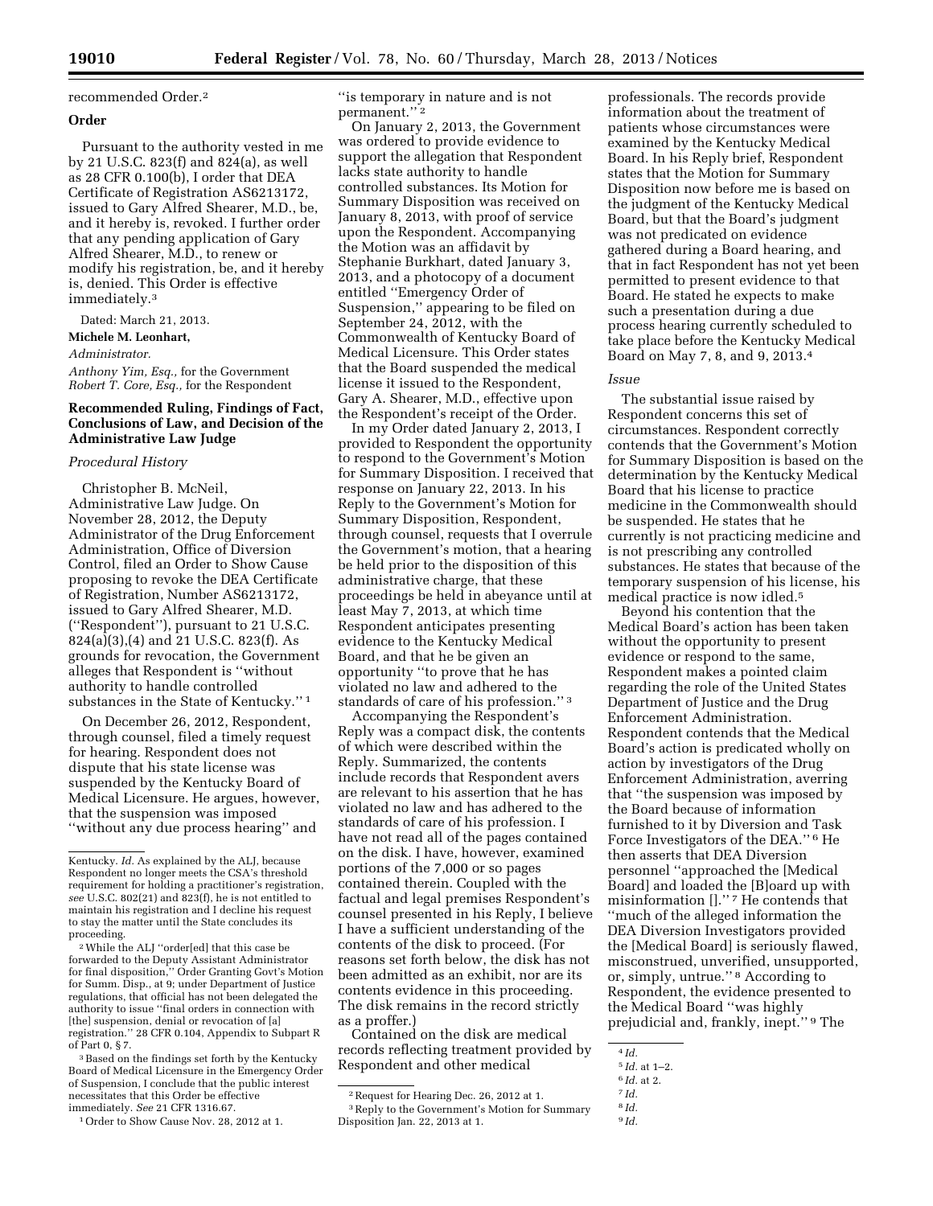recommended Order.[2]

## Order

Pursuant to the authority vested in me by 21 U.S.C. 823(f) and 824(a), as well as 28 CFR 0.100(b), I order that DEA Certificate of Registration AS6213172, issued to Gary Alfred Shearer, M.D., be, and it hereby is, revoked. I further order that any pending application of Gary Alfred Shearer, M.D., to renew or modify his registration, be, and it hereby is, denied. This Order is effective immediately.[3]

Dated: March 21, 2013.

**Michele M. Leonhart,**

*Administrator.*

*Anthony Yim, Esq.,* for the Government

*Robert T. Core, Esq.,* for the Respondent

## Recommended Ruling, Findings of Fact, Conclusions of Law, and Decision of the Administrative Law Judge

### *Procedural History*

Christopher B. McNeil, Administrative Law Judge. On November 28, 2012, the Deputy Administrator of the Drug Enforcement Administration, Office of Diversion Control, filed an Order to Show Cause proposing to revoke the DEA Certificate of Registration, Number AS6213172, issued to Gary Alfred Shearer, M.D. (''Respondent''), pursuant to 21 U.S.C. 824(a)(3),(4) and 21 U.S.C. 823(f). As grounds for revocation, the Government alleges that Respondent is ''without authority to handle controlled substances in the State of Kentucky.'' [1]

On December 26, 2012, Respondent, through counsel, filed a timely request for hearing. Respondent does not dispute that his state license was suspended by the Kentucky Board of Medical Licensure. He argues, however, that the suspension was imposed ''without any due process hearing'' and ''is temporary in nature and is not permanent.'' [2]

On January 2, 2013, the Government was ordered to provide evidence to support the allegation that Respondent lacks state authority to handle controlled substances. Its Motion for Summary Disposition was received on January 8, 2013, with proof of service upon the Respondent. Accompanying the Motion was an affidavit by Stephanie Burkhart, dated January 3, 2013, and a photocopy of a document entitled ''Emergency Order of Suspension,'' appearing to be filed on September 24, 2012, with the Commonwealth of Kentucky Board of Medical Licensure. This Order states that the Board suspended the medical license it issued to the Respondent, Gary A. Shearer, M.D., effective upon the Respondent's receipt of the Order.

In my Order dated January 2, 2013, I provided to Respondent the opportunity to respond to the Government's Motion for Summary Disposition. I received that response on January 22, 2013. In his Reply to the Government's Motion for Summary Disposition, Respondent, through counsel, requests that I overrule the Government's motion, that a hearing be held prior to the disposition of this administrative charge, that these proceedings be held in abeyance until at least May 7, 2013, at which time Respondent anticipates presenting evidence to the Kentucky Medical Board, and that he be given an opportunity ''to prove that he has violated no law and adhered to the standards of care of his profession.'' [3]

Accompanying the Respondent's Reply was a compact disk, the contents of which were described within the Reply. Summarized, the contents include records that Respondent avers are relevant to his assertion that he has violated no law and has adhered to the standards of care of his profession. I have not read all of the pages contained on the disk. I have, however, examined portions of the 7,000 or so pages contained therein. Coupled with the factual and legal premises Respondent's counsel presented in his Reply, I believe I have a sufficient understanding of the contents of the disk to proceed. (For reasons set forth below, the disk has not been admitted as an exhibit, nor are its contents evidence in this proceeding. The disk remains in the record strictly as a proffer.)

Contained on the disk are medical records reflecting treatment provided by Respondent and other medical professionals. The records provide information about the treatment of patients whose circumstances were examined by the Kentucky Medical Board. In his Reply brief, Respondent states that the Motion for Summary Disposition now before me is based on the judgment of the Kentucky Medical Board, but that the Board's judgment was not predicated on evidence gathered during a Board hearing, and that in fact Respondent has not yet been permitted to present evidence to that Board. He stated he expects to make such a presentation during a due process hearing currently scheduled to take place before the Kentucky Medical Board on May 7, 8, and 9, 2013.[4]

### *Issue*

The substantial issue raised by Respondent concerns this set of circumstances. Respondent correctly contends that the Government's Motion for Summary Disposition is based on the determination by the Kentucky Medical Board that his license to practice medicine in the Commonwealth should be suspended. He states that he currently is not practicing medicine and is not prescribing any controlled substances. He states that because of the temporary suspension of his license, his medical practice is now idled.[5]

Beyond his contention that the Medical Board's action has been taken without the opportunity to present evidence or respond to the same, Respondent makes a pointed claim regarding the role of the United States Department of Justice and the Drug Enforcement Administration. Respondent contends that the Medical Board's action is predicated wholly on action by investigators of the Drug Enforcement Administration, averring that ''the suspension was imposed by the Board because of information furnished to it by Diversion and Task Force Investigators of the DEA.'' [6] He then asserts that DEA Diversion personnel ''approached the [Medical Board] and loaded the [B]oard up with misinformation [].'' [7] He contends that ''much of the alleged information the DEA Diversion Investigators provided the [Medical Board] is seriously flawed, misconstrued, unverified, unsupported, or, simply, untrue.'' [8] According to Respondent, the evidence presented to the Medical Board ''was highly prejudicial and, frankly, inept.'' [9] The

---

Kentucky. *Id.* As explained by the ALJ, because Respondent no longer meets the CSA's threshold requirement for holding a practitioner's registration, *see* U.S.C. 802(21) and 823(f), he is not entitled to maintain his registration and I decline his request to stay the matter until the State concludes its proceeding.

[2] While the ALJ ''order[ed] that this case be forwarded to the Deputy Assistant Administrator for final disposition,'' Order Granting Govt's Motion for Summ. Disp., at 9; under Department of Justice regulations, that official has not been delegated the authority to issue ''final orders in connection with [the] suspension, denial or revocation of [a] registration.'' 28 CFR 0.104, Appendix to Subpart R of Part 0, § 7.

[3] Based on the findings set forth by the Kentucky Board of Medical Licensure in the Emergency Order of Suspension, I conclude that the public interest necessitates that this Order be effective immediately. *See* 21 CFR 1316.67.

[1] Order to Show Cause Nov. 28, 2012 at 1.

[2] Request for Hearing Dec. 26, 2012 at 1.

[3] Reply to the Government's Motion for Summary Disposition Jan. 22, 2013 at 1.

[4] *Id.*

[5] *Id.* at 1–2.

[6] *Id.* at 2.

[7] *Id.*

[8] *Id.*

[9] *Id.*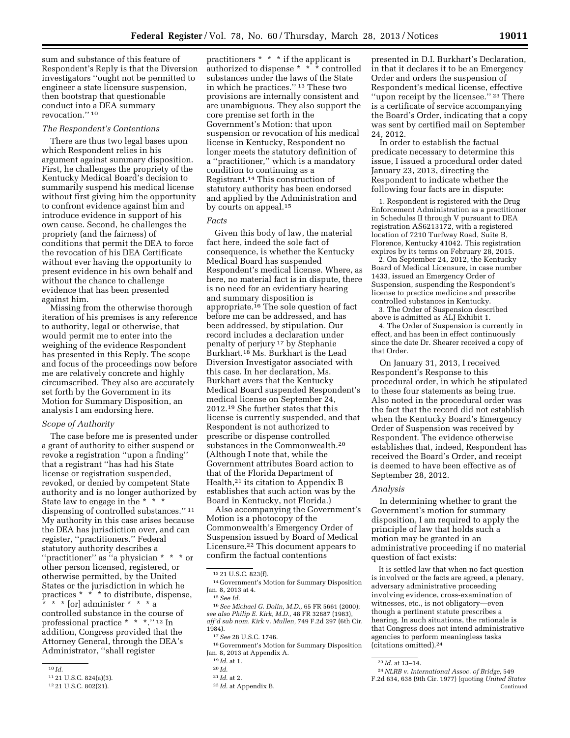sum and substance of this feature of Respondent's Reply is that the Diversion investigators ''ought not be permitted to engineer a state licensure suspension, then bootstrap that questionable conduct into a DEA summary revocation.'' [10]

*The Respondent's Contentions*

There are thus two legal bases upon which Respondent relies in his argument against summary disposition. First, he challenges the propriety of the Kentucky Medical Board's decision to summarily suspend his medical license without first giving him the opportunity to confront evidence against him and introduce evidence in support of his own cause. Second, he challenges the propriety (and the fairness) of conditions that permit the DEA to force the revocation of his DEA Certificate without ever having the opportunity to present evidence in his own behalf and without the chance to challenge evidence that has been presented against him.

Missing from the otherwise thorough iteration of his premises is any reference to authority, legal or otherwise, that would permit me to enter into the weighing of the evidence Respondent has presented in this Reply. The scope and focus of the proceedings now before me are relatively concrete and highly circumscribed. They also are accurately set forth by the Government in its Motion for Summary Disposition, an analysis I am endorsing here.

*Scope of Authority*

The case before me is presented under a grant of authority to either suspend or revoke a registration ''upon a finding'' that a registrant ''has had his State license or registration suspended, revoked, or denied by competent State authority and is no longer authorized by State law to engage in the * * * dispensing of controlled substances.'' [11] My authority in this case arises because the DEA has jurisdiction over, and can register, ''practitioners.'' Federal statutory authority describes a ''practitioner'' as ''a physician * * * or other person licensed, registered, or otherwise permitted, by the United States or the jurisdiction in which he practices * * * to distribute, dispense, * * * [or] administer * * * a controlled substance in the course of professional practice * * *.'' [12] In addition, Congress provided that the Attorney General, through the DEA's Administrator, ''shall register practitioners * * * if the applicant is authorized to dispense * * * controlled substances under the laws of the State in which he practices.'' [13] These two provisions are internally consistent and are unambiguous. They also support the core premise set forth in the Government's Motion: that upon suspension or revocation of his medical license in Kentucky, Respondent no longer meets the statutory definition of a ''practitioner,'' which is a mandatory condition to continuing as a Registrant.[14] This construction of statutory authority has been endorsed and applied by the Administration and by courts on appeal.[15]

*Facts*

Given this body of law, the material fact here, indeed the sole fact of consequence, is whether the Kentucky Medical Board has suspended Respondent's medical license. Where, as here, no material fact is in dispute, there is no need for an evidentiary hearing and summary disposition is appropriate.[16] The sole question of fact before me can be addressed, and has been addressed, by stipulation. Our record includes a declaration under penalty of perjury [17] by Stephanie Burkhart.[18] Ms. Burkhart is the Lead Diversion Investigator associated with this case. In her declaration, Ms. Burkhart avers that the Kentucky Medical Board suspended Respondent's medical license on September 24, 2012.[19] She further states that this license is currently suspended, and that Respondent is not authorized to prescribe or dispense controlled substances in the Commonwealth.[20] (Although I note that, while the Government attributes Board action to that of the Florida Department of Health,[21] its citation to Appendix B establishes that such action was by the Board in Kentucky, not Florida.)

Also accompanying the Government's Motion is a photocopy of the Commonwealth's Emergency Order of Suspension issued by Board of Medical Licensure.[22] This document appears to confirm the factual contentions presented in D.I. Burkhart's Declaration, in that it declares it to be an Emergency Order and orders the suspension of Respondent's medical license, effective ''upon receipt by the licensee.'' [23] There is a certificate of service accompanying the Board's Order, indicating that a copy was sent by certified mail on September 24, 2012.

In order to establish the factual predicate necessary to determine this issue, I issued a procedural order dated January 23, 2013, directing the Respondent to indicate whether the following four facts are in dispute:

1. Respondent is registered with the Drug Enforcement Administration as a practitioner in Schedules II through V pursuant to DEA registration AS6213172, with a registered location of 7210 Turfway Road, Suite B, Florence, Kentucky 41042. This registration expires by its terms on February 28, 2015.

2. On September 24, 2012, the Kentucky Board of Medical Licensure, in case number 1433, issued an Emergency Order of Suspension, suspending the Respondent's license to practice medicine and prescribe controlled substances in Kentucky.

3. The Order of Suspension described above is admitted as ALJ Exhibit 1.

4. The Order of Suspension is currently in effect, and has been in effect continuously since the date Dr. Shearer received a copy of that Order.

On January 31, 2013, I received Respondent's Response to this procedural order, in which he stipulated to these four statements as being true. Also noted in the procedural order was the fact that the record did not establish when the Kentucky Board's Emergency Order of Suspension was received by Respondent. The evidence otherwise establishes that, indeed, Respondent has received the Board's Order, and receipt is deemed to have been effective as of September 28, 2012.

*Analysis*

In determining whether to grant the Government's motion for summary disposition, I am required to apply the principle of law that holds such a motion may be granted in an administrative proceeding if no material question of fact exists:

It is settled law that when no fact question is involved or the facts are agreed, a plenary, adversary administrative proceeding involving evidence, cross-examination of witnesses, etc., is not obligatory—even though a pertinent statute prescribes a hearing. In such situations, the rationale is that Congress does not intend administrative agencies to perform meaningless tasks (citations omitted).[24]

---

[10] *Id.*

[11] 21 U.S.C. 824(a)(3).

[12] 21 U.S.C. 802(21).

[13] 21 U.S.C. 823(f).

[14] Government's Motion for Summary Disposition Jan. 8, 2013 at 4.

[15] *See Id.*

[16] *See Michael G. Dolin, M.D.,* 65 FR 5661 (2000); *see also Philip E. Kirk, M.D.,* 48 FR 32887 (1983), *aff'd sub nom. Kirk* v. *Mullen,* 749 F.2d 297 (6th Cir. 1984).

[17] *See* 28 U.S.C. 1746.

[18] Government's Motion for Summary Disposition Jan. 8, 2013 at Appendix A.

[19] *Id.* at 1.

[20] *Id.*

[21] *Id.* at 2.

[22] *Id.* at Appendix B.

[23] *Id.* at 13–14.

[24] *NLRB v. International Assoc. of Bridge,* 549 F.2d 634, 638 (9th Cir. 1977) (quoting *United States* Continued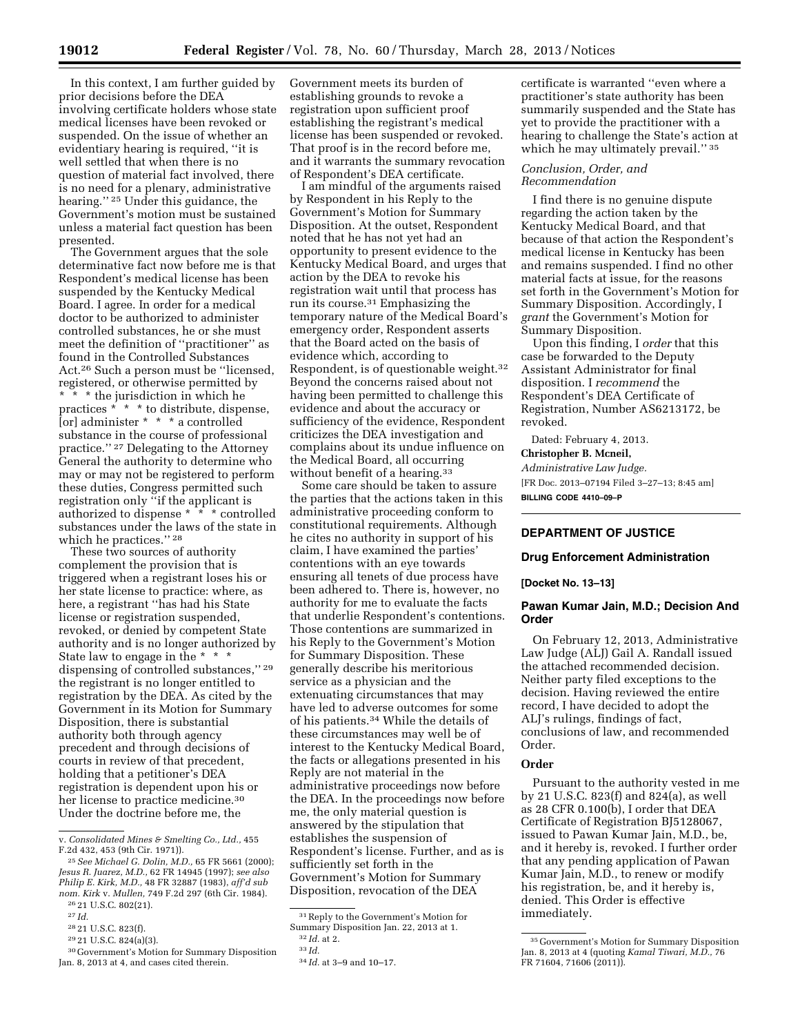In this context, I am further guided by prior decisions before the DEA involving certificate holders whose state medical licenses have been revoked or suspended. On the issue of whether an evidentiary hearing is required, ''it is well settled that when there is no question of material fact involved, there is no need for a plenary, administrative hearing.'' [25] Under this guidance, the Government's motion must be sustained unless a material fact question has been presented.

The Government argues that the sole determinative fact now before me is that Respondent's medical license has been suspended by the Kentucky Medical Board. I agree. In order for a medical doctor to be authorized to administer controlled substances, he or she must meet the definition of ''practitioner'' as found in the Controlled Substances Act.[26] Such a person must be ''licensed, registered, or otherwise permitted by * * * the jurisdiction in which he practices * * * to distribute, dispense, [or] administer * * * a controlled substance in the course of professional practice.'' [27] Delegating to the Attorney General the authority to determine who may or may not be registered to perform these duties, Congress permitted such registration only ''if the applicant is authorized to dispense * * * controlled substances under the laws of the state in which he practices.'' [28]

These two sources of authority complement the provision that is triggered when a registrant loses his or her state license to practice: where, as here, a registrant ''has had his State license or registration suspended, revoked, or denied by competent State authority and is no longer authorized by State law to engage in the * * * dispensing of controlled substances,'' [29] the registrant is no longer entitled to registration by the DEA. As cited by the Government in its Motion for Summary Disposition, there is substantial authority both through agency precedent and through decisions of courts in review of that precedent, holding that a petitioner's DEA registration is dependent upon his or her license to practice medicine.[30] Under the doctrine before me, the Government meets its burden of establishing grounds to revoke a registration upon sufficient proof establishing the registrant's medical license has been suspended or revoked. That proof is in the record before me, and it warrants the summary revocation of Respondent's DEA certificate.

I am mindful of the arguments raised by Respondent in his Reply to the Government's Motion for Summary Disposition. At the outset, Respondent noted that he has not yet had an opportunity to present evidence to the Kentucky Medical Board, and urges that action by the DEA to revoke his registration wait until that process has run its course.[31] Emphasizing the temporary nature of the Medical Board's emergency order, Respondent asserts that the Board acted on the basis of evidence which, according to Respondent, is of questionable weight.[32] Beyond the concerns raised about not having been permitted to challenge this evidence and about the accuracy or sufficiency of the evidence, Respondent criticizes the DEA investigation and complains about its undue influence on the Medical Board, all occurring without benefit of a hearing.[33]

Some care should be taken to assure the parties that the actions taken in this administrative proceeding conform to constitutional requirements. Although he cites no authority in support of his claim, I have examined the parties' contentions with an eye towards ensuring all tenets of due process have been adhered to. There is, however, no authority for me to evaluate the facts that underlie Respondent's contentions. Those contentions are summarized in his Reply to the Government's Motion for Summary Disposition. These generally describe his meritorious service as a physician and the extenuating circumstances that may have led to adverse outcomes for some of his patients.[34] While the details of these circumstances may well be of interest to the Kentucky Medical Board, the facts or allegations presented in his Reply are not material in the administrative proceedings now before the DEA. In the proceedings now before me, the only material question is answered by the stipulation that establishes the suspension of Respondent's license. Further, and as is sufficiently set forth in the Government's Motion for Summary Disposition, revocation of the DEA certificate is warranted ''even where a practitioner's state authority has been summarily suspended and the State has yet to provide the practitioner with a hearing to challenge the State's action at which he may ultimately prevail.'' [35]

### *Conclusion, Order, and Recommendation*

I find there is no genuine dispute regarding the action taken by the Kentucky Medical Board, and that because of that action the Respondent's medical license in Kentucky has been and remains suspended. I find no other material facts at issue, for the reasons set forth in the Government's Motion for Summary Disposition. Accordingly, I *grant* the Government's Motion for Summary Disposition.

Upon this finding, I *order* that this case be forwarded to the Deputy Assistant Administrator for final disposition. I *recommend* the Respondent's DEA Certificate of Registration, Number AS6213172, be revoked.

Dated: February 4, 2013.

**Christopher B. Mcneil,**

*Administrative Law Judge.*

[FR Doc. 2013–07194 Filed 3–27–13; 8:45 am]

**BILLING CODE 4410–09–P**

---

v. *Consolidated Mines & Smelting Co., Ltd.,* 455 F.2d 432, 453 (9th Cir. 1971)).

[25] *See Michael G. Dolin, M.D.,* 65 FR 5661 (2000); *Jesus R. Juarez, M.D.,* 62 FR 14945 (1997); *see also Philip E. Kirk, M.D.,* 48 FR 32887 (1983), *aff'd sub nom. Kirk* v. *Mullen,* 749 F.2d 297 (6th Cir. 1984).

[26] 21 U.S.C. 802(21).

[27] *Id.*

[28] 21 U.S.C. 823(f).

[29] 21 U.S.C. 824(a)(3).

[30] Government's Motion for Summary Disposition Jan. 8, 2013 at 4, and cases cited therein.

[31] Reply to the Government's Motion for Summary Disposition Jan. 22, 2013 at 1.

[32] *Id.* at 2.

[33] *Id.*

[34] *Id.* at 3–9 and 10–17.

[35] Government's Motion for Summary Disposition Jan. 8, 2013 at 4 (quoting *Kamal Tiwari, M.D.,* 76 FR 71604, 71606 (2011)).

---

## DEPARTMENT OF JUSTICE

### Drug Enforcement Administration

**[Docket No. 13–13]**

### Pawan Kumar Jain, M.D.; Decision And Order

On February 12, 2013, Administrative Law Judge (ALJ) Gail A. Randall issued the attached recommended decision. Neither party filed exceptions to the decision. Having reviewed the entire record, I have decided to adopt the ALJ's rulings, findings of fact, conclusions of law, and recommended Order.

#### Order

Pursuant to the authority vested in me by 21 U.S.C. 823(f) and 824(a), as well as 28 CFR 0.100(b), I order that DEA Certificate of Registration BJ5128067, issued to Pawan Kumar Jain, M.D., be, and it hereby is, revoked. I further order that any pending application of Pawan Kumar Jain, M.D., to renew or modify his registration, be, and it hereby is, denied. This Order is effective immediately.